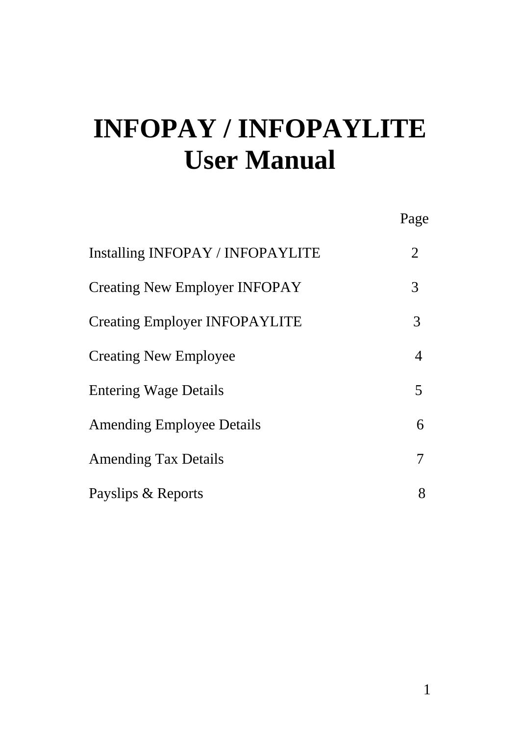# INFOPAY / INFOPAYLITE
# User Manual

| | Page |
|---|---|
| Installing INFOPAY / INFOPAYLITE | 2 |
| Creating New Employer INFOPAY | 3 |
| Creating Employer INFOPAYLITE | 3 |
| Creating New Employee | 4 |
| Entering Wage Details | 5 |
| Amending Employee Details | 6 |
| Amending Tax Details | 7 |
| Payslips & Reports | 8 |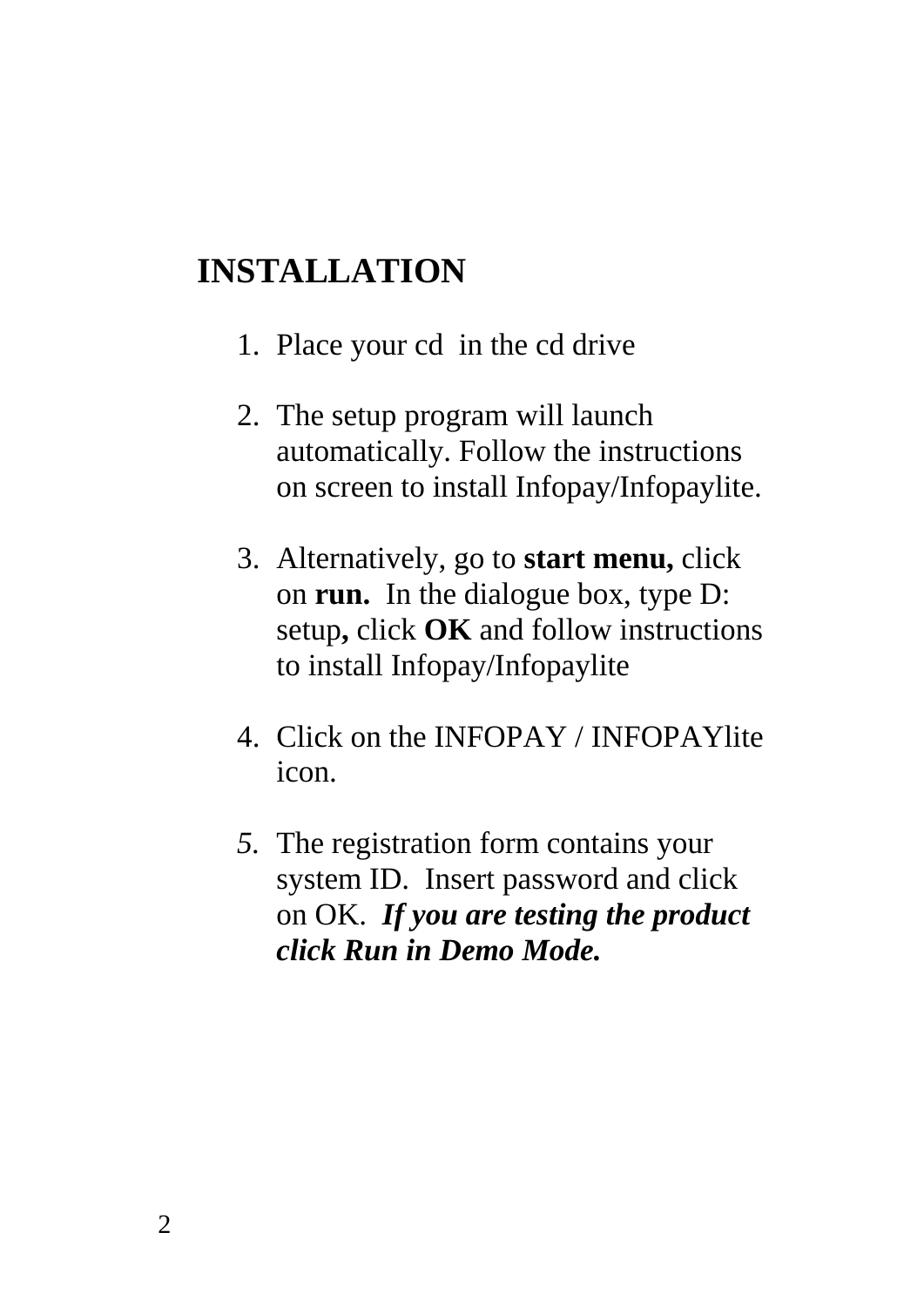# INSTALLATION

1. Place your cd in the cd drive

2. The setup program will launch automatically. Follow the instructions on screen to install Infopay/Infopaylite.

3. Alternatively, go to **start menu,** click on **run.** In the dialogue box, type D: setup**,** click **OK** and follow instructions to install Infopay/Infopaylite

4. Click on the INFOPAY / INFOPAYlite icon.

5. The registration form contains your system ID. Insert password and click on OK. ***If you are testing the product click Run in Demo Mode.***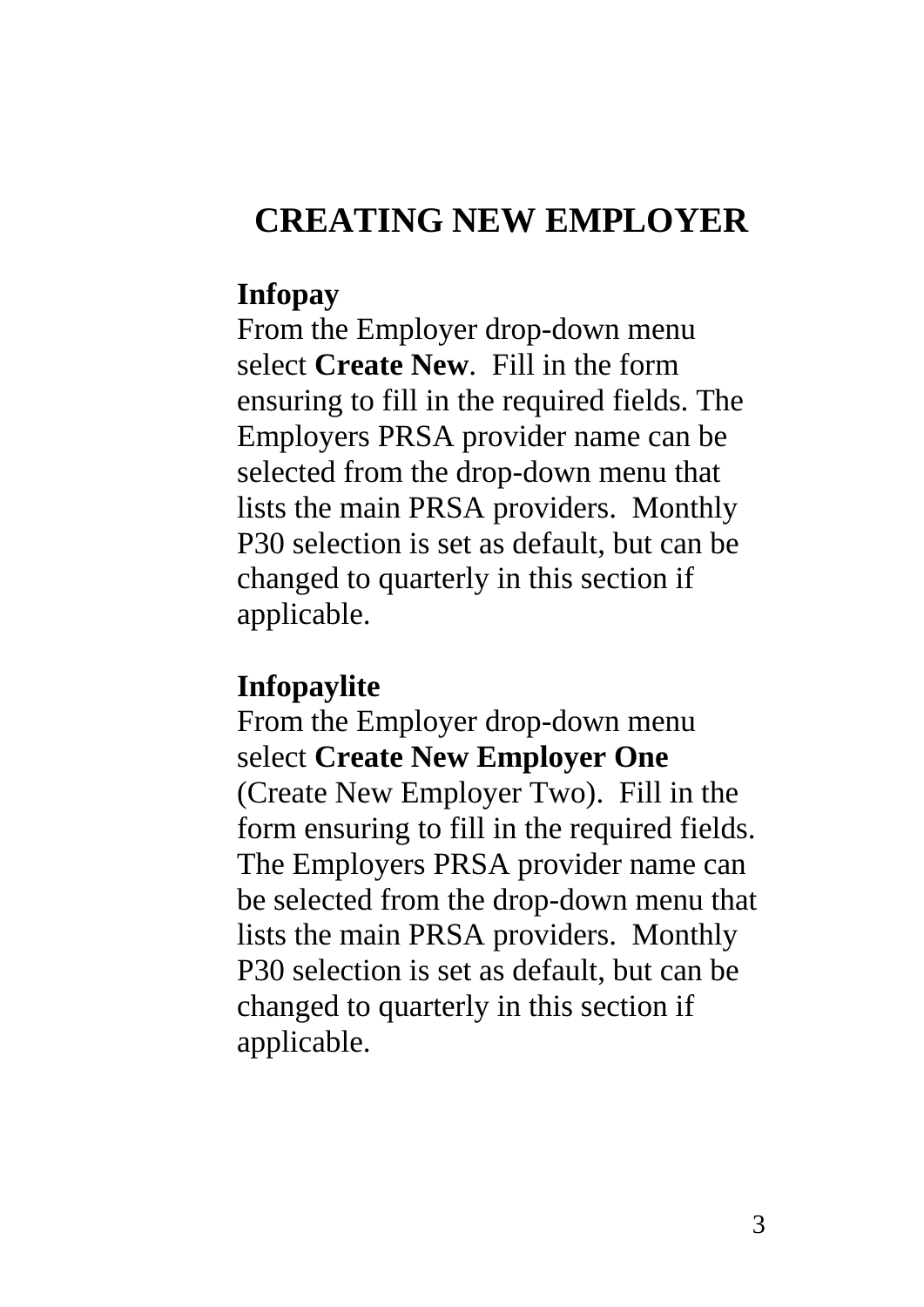# CREATING NEW EMPLOYER

**Infopay**

From the Employer drop-down menu select **Create New**. Fill in the form ensuring to fill in the required fields. The Employers PRSA provider name can be selected from the drop-down menu that lists the main PRSA providers. Monthly P30 selection is set as default, but can be changed to quarterly in this section if applicable.

**Infopaylite**

From the Employer drop-down menu select **Create New Employer One** (Create New Employer Two). Fill in the form ensuring to fill in the required fields. The Employers PRSA provider name can be selected from the drop-down menu that lists the main PRSA providers. Monthly P30 selection is set as default, but can be changed to quarterly in this section if applicable.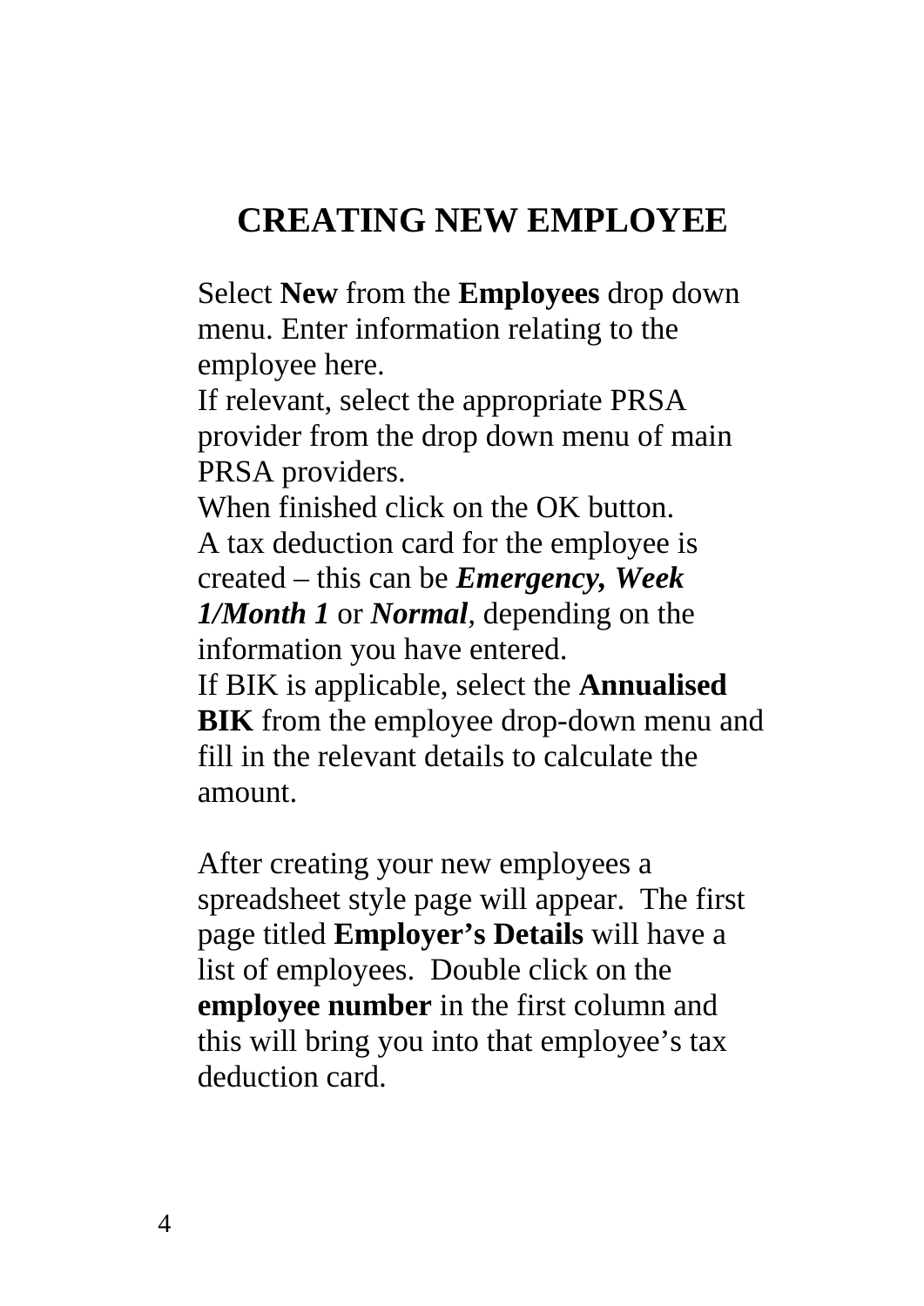# CREATING NEW EMPLOYEE

Select **New** from the **Employees** drop down menu. Enter information relating to the employee here.
If relevant, select the appropriate PRSA provider from the drop down menu of main PRSA providers.
When finished click on the OK button.
A tax deduction card for the employee is created – this can be ***Emergency, Week 1/Month 1*** or ***Normal***, depending on the information you have entered.
If BIK is applicable, select the **Annualised BIK** from the employee drop-down menu and fill in the relevant details to calculate the amount.

After creating your new employees a spreadsheet style page will appear. The first page titled **Employer's Details** will have a list of employees. Double click on the **employee number** in the first column and this will bring you into that employee's tax deduction card.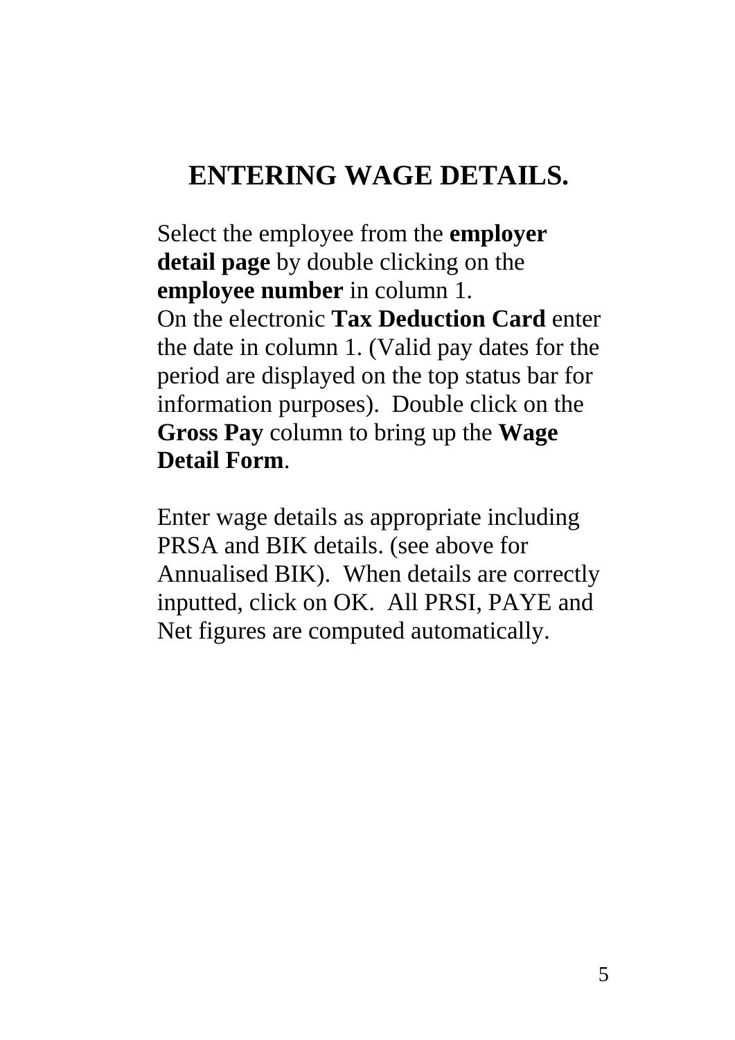# ENTERING WAGE DETAILS.

Select the employee from the **employer detail page** by double clicking on the **employee number** in column 1.
On the electronic **Tax Deduction Card** enter the date in column 1. (Valid pay dates for the period are displayed on the top status bar for information purposes). Double click on the **Gross Pay** column to bring up the **Wage Detail Form**.

Enter wage details as appropriate including PRSA and BIK details. (see above for Annualised BIK). When details are correctly inputted, click on OK. All PRSI, PAYE and Net figures are computed automatically.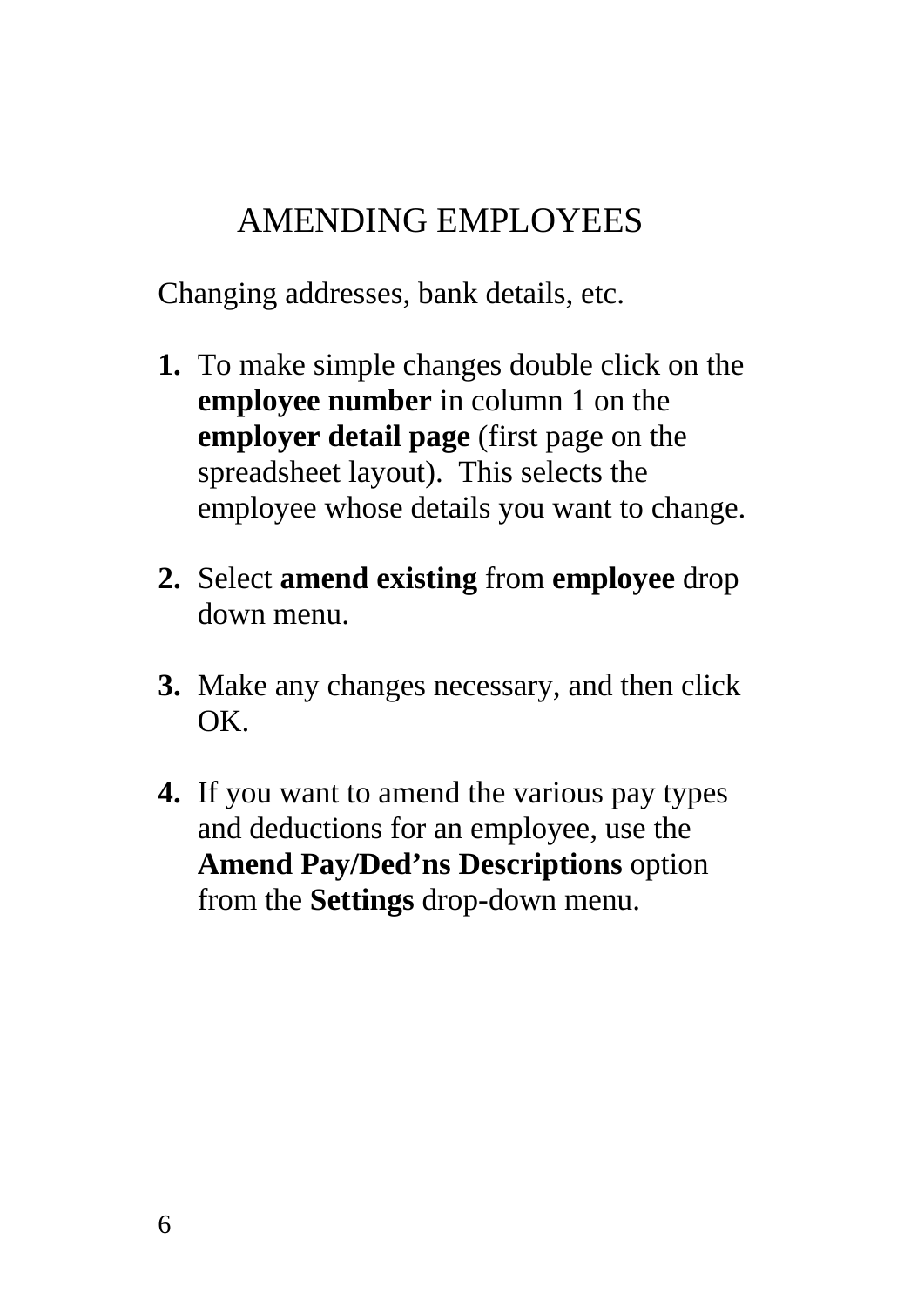# AMENDING EMPLOYEES

Changing addresses, bank details, etc.

1. To make simple changes double click on the **employee number** in column 1 on the **employer detail page** (first page on the spreadsheet layout). This selects the employee whose details you want to change.

2. Select **amend existing** from **employee** drop down menu.

3. Make any changes necessary, and then click OK.

4. If you want to amend the various pay types and deductions for an employee, use the **Amend Pay/Ded'ns Descriptions** option from the **Settings** drop-down menu.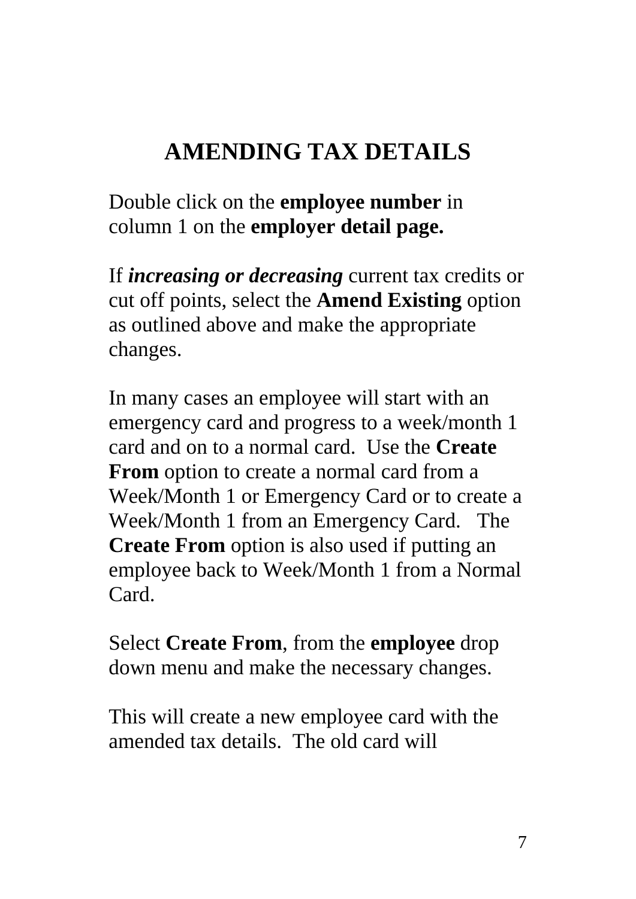# AMENDING TAX DETAILS

Double click on the **employee number** in column 1 on the **employer detail page.**

If ***increasing or decreasing*** current tax credits or cut off points, select the **Amend Existing** option as outlined above and make the appropriate changes.

In many cases an employee will start with an emergency card and progress to a week/month 1 card and on to a normal card. Use the **Create From** option to create a normal card from a Week/Month 1 or Emergency Card or to create a Week/Month 1 from an Emergency Card. The **Create From** option is also used if putting an employee back to Week/Month 1 from a Normal Card.

Select **Create From**, from the **employee** drop down menu and make the necessary changes.

This will create a new employee card with the amended tax details. The old card will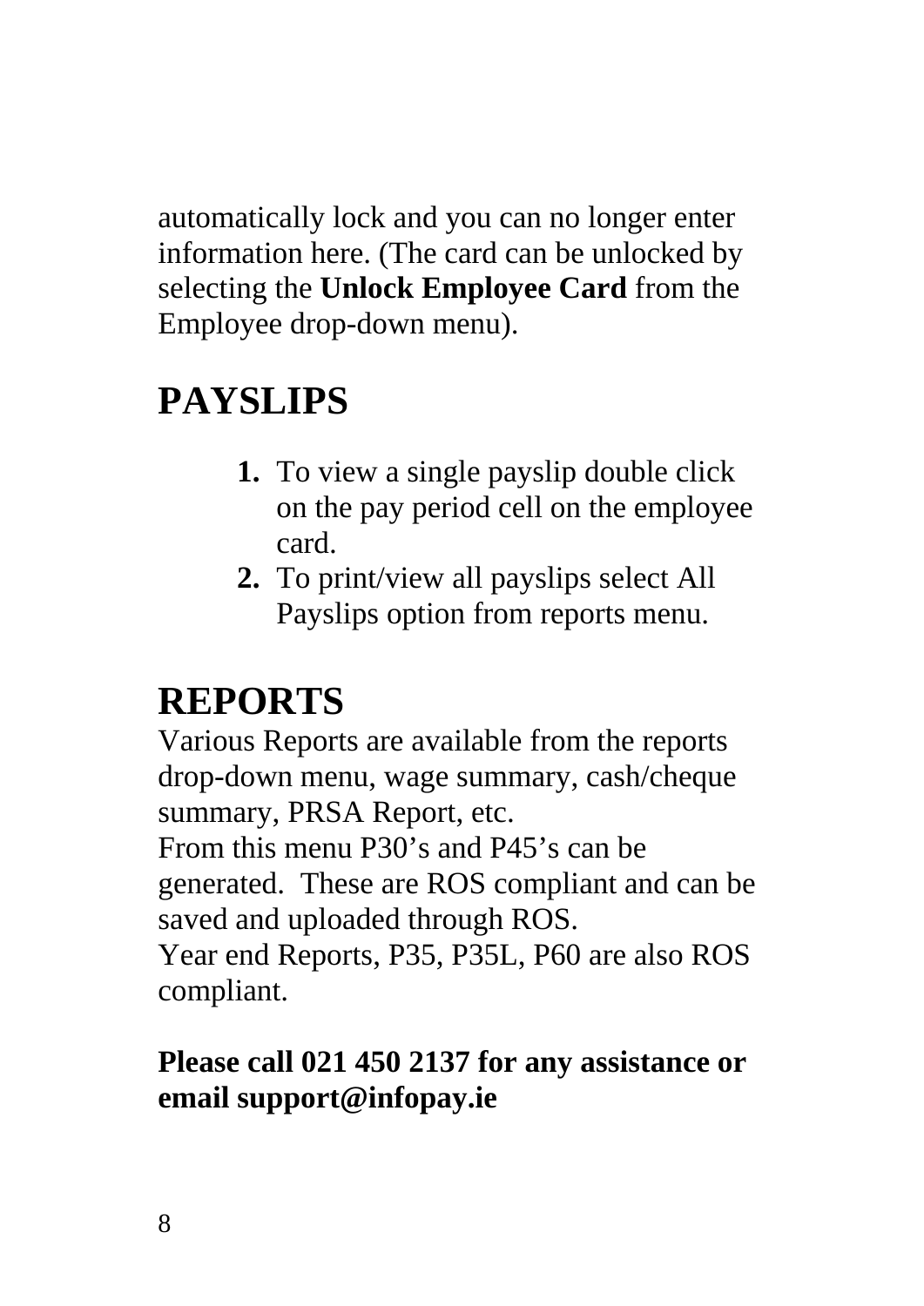automatically lock and you can no longer enter information here. (The card can be unlocked by selecting the **Unlock Employee Card** from the Employee drop-down menu).

## PAYSLIPS

1. To view a single payslip double click on the pay period cell on the employee card.
2. To print/view all payslips select All Payslips option from reports menu.

## REPORTS

Various Reports are available from the reports drop-down menu, wage summary, cash/cheque summary, PRSA Report, etc.
From this menu P30's and P45's can be generated. These are ROS compliant and can be saved and uploaded through ROS.
Year end Reports, P35, P35L, P60 are also ROS compliant.

**Please call 021 450 2137 for any assistance or email support@infopay.ie**